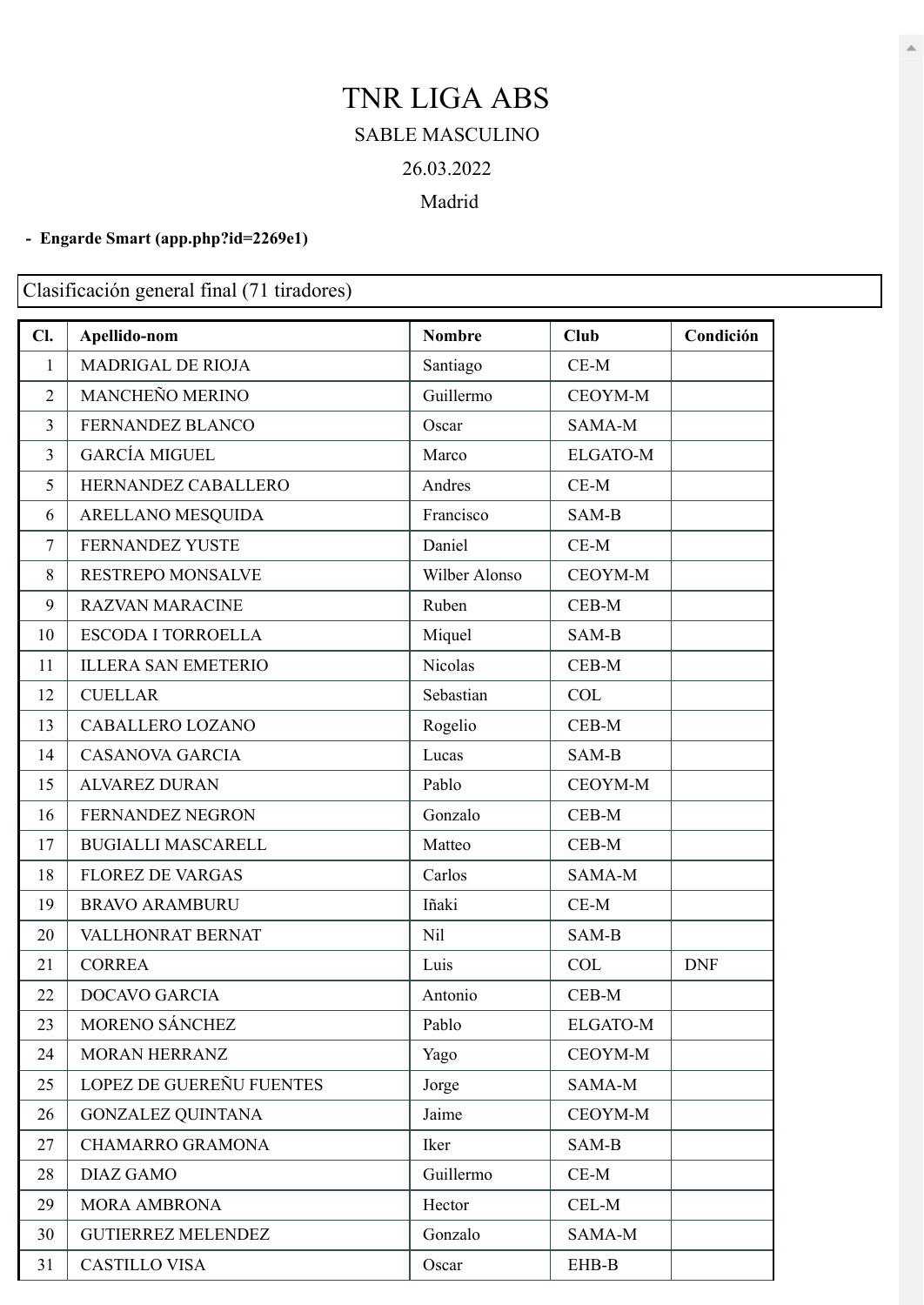# TNR LIGA ABS

SABLE MASCULINO

26.03.2022

Madrid

- **Engarde Smart (app.php?id=2269e1)**

Clasificación general final (71 tiradores)

| Cl. | Apellido-nom | Nombre | Club | Condición |
|---|---|---|---|---|
| 1 | MADRIGAL DE RIOJA | Santiago | CE-M | |
| 2 | MANCHEÑO MERINO | Guillermo | CEOYM-M | |
| 3 | FERNANDEZ BLANCO | Oscar | SAMA-M | |
| 3 | GARCÍA MIGUEL | Marco | ELGATO-M | |
| 5 | HERNANDEZ CABALLERO | Andres | CE-M | |
| 6 | ARELLANO MESQUIDA | Francisco | SAM-B | |
| 7 | FERNANDEZ YUSTE | Daniel | CE-M | |
| 8 | RESTREPO MONSALVE | Wilber Alonso | CEOYM-M | |
| 9 | RAZVAN MARACINE | Ruben | CEB-M | |
| 10 | ESCODA I TORROELLA | Miquel | SAM-B | |
| 11 | ILLERA SAN EMETERIO | Nicolas | CEB-M | |
| 12 | CUELLAR | Sebastian | COL | |
| 13 | CABALLERO LOZANO | Rogelio | CEB-M | |
| 14 | CASANOVA GARCIA | Lucas | SAM-B | |
| 15 | ALVAREZ DURAN | Pablo | CEOYM-M | |
| 16 | FERNANDEZ NEGRON | Gonzalo | CEB-M | |
| 17 | BUGIALLI MASCARELL | Matteo | CEB-M | |
| 18 | FLOREZ DE VARGAS | Carlos | SAMA-M | |
| 19 | BRAVO ARAMBURU | Iñaki | CE-M | |
| 20 | VALLHONRAT BERNAT | Nil | SAM-B | |
| 21 | CORREA | Luis | COL | DNF |
| 22 | DOCAVO GARCIA | Antonio | CEB-M | |
| 23 | MORENO SÁNCHEZ | Pablo | ELGATO-M | |
| 24 | MORAN HERRANZ | Yago | CEOYM-M | |
| 25 | LOPEZ DE GUEREÑU FUENTES | Jorge | SAMA-M | |
| 26 | GONZALEZ QUINTANA | Jaime | CEOYM-M | |
| 27 | CHAMARRO GRAMONA | Iker | SAM-B | |
| 28 | DIAZ GAMO | Guillermo | CE-M | |
| 29 | MORA AMBRONA | Hector | CEL-M | |
| 30 | GUTIERREZ MELENDEZ | Gonzalo | SAMA-M | |
| 31 | CASTILLO VISA | Oscar | EHB-B | |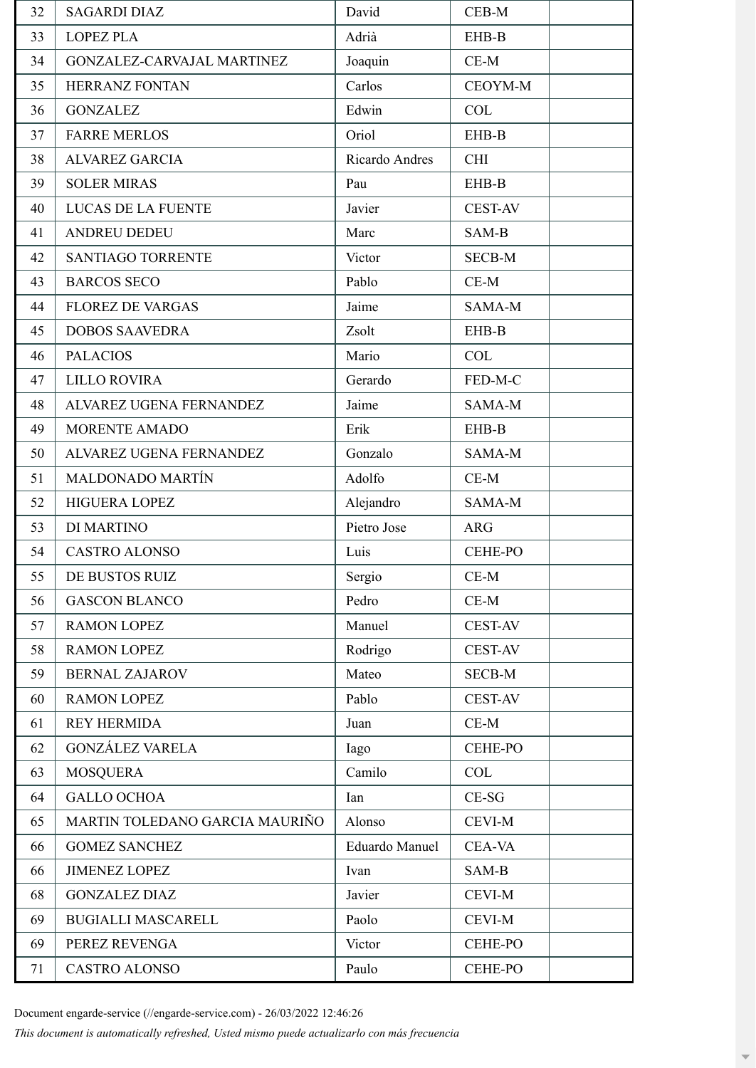| | | | | |
|---|---|---|---|---|
| 32 | SAGARDI DIAZ | David | CEB-M | |
| 33 | LOPEZ PLA | Adrià | EHB-B | |
| 34 | GONZALEZ-CARVAJAL MARTINEZ | Joaquin | CE-M | |
| 35 | HERRANZ FONTAN | Carlos | CEOYM-M | |
| 36 | GONZALEZ | Edwin | COL | |
| 37 | FARRE MERLOS | Oriol | EHB-B | |
| 38 | ALVAREZ GARCIA | Ricardo Andres | CHI | |
| 39 | SOLER MIRAS | Pau | EHB-B | |
| 40 | LUCAS DE LA FUENTE | Javier | CEST-AV | |
| 41 | ANDREU DEDEU | Marc | SAM-B | |
| 42 | SANTIAGO TORRENTE | Victor | SECB-M | |
| 43 | BARCOS SECO | Pablo | CE-M | |
| 44 | FLOREZ DE VARGAS | Jaime | SAMA-M | |
| 45 | DOBOS SAAVEDRA | Zsolt | EHB-B | |
| 46 | PALACIOS | Mario | COL | |
| 47 | LILLO ROVIRA | Gerardo | FED-M-C | |
| 48 | ALVAREZ UGENA FERNANDEZ | Jaime | SAMA-M | |
| 49 | MORENTE AMADO | Erik | EHB-B | |
| 50 | ALVAREZ UGENA FERNANDEZ | Gonzalo | SAMA-M | |
| 51 | MALDONADO MARTÍN | Adolfo | CE-M | |
| 52 | HIGUERA LOPEZ | Alejandro | SAMA-M | |
| 53 | DI MARTINO | Pietro Jose | ARG | |
| 54 | CASTRO ALONSO | Luis | CEHE-PO | |
| 55 | DE BUSTOS RUIZ | Sergio | CE-M | |
| 56 | GASCON BLANCO | Pedro | CE-M | |
| 57 | RAMON LOPEZ | Manuel | CEST-AV | |
| 58 | RAMON LOPEZ | Rodrigo | CEST-AV | |
| 59 | BERNAL ZAJAROV | Mateo | SECB-M | |
| 60 | RAMON LOPEZ | Pablo | CEST-AV | |
| 61 | REY HERMIDA | Juan | CE-M | |
| 62 | GONZÁLEZ VARELA | Iago | CEHE-PO | |
| 63 | MOSQUERA | Camilo | COL | |
| 64 | GALLO OCHOA | Ian | CE-SG | |
| 65 | MARTIN TOLEDANO GARCIA MAURIÑO | Alonso | CEVI-M | |
| 66 | GOMEZ SANCHEZ | Eduardo Manuel | CEA-VA | |
| 66 | JIMENEZ LOPEZ | Ivan | SAM-B | |
| 68 | GONZALEZ DIAZ | Javier | CEVI-M | |
| 69 | BUGIALLI MASCARELL | Paolo | CEVI-M | |
| 69 | PEREZ REVENGA | Victor | CEHE-PO | |
| 71 | CASTRO ALONSO | Paulo | CEHE-PO | |

Document engarde-service (//engarde-service.com) - 26/03/2022 12:46:26

*This document is automatically refreshed, Usted mismo puede actualizarlo con más frecuencia*